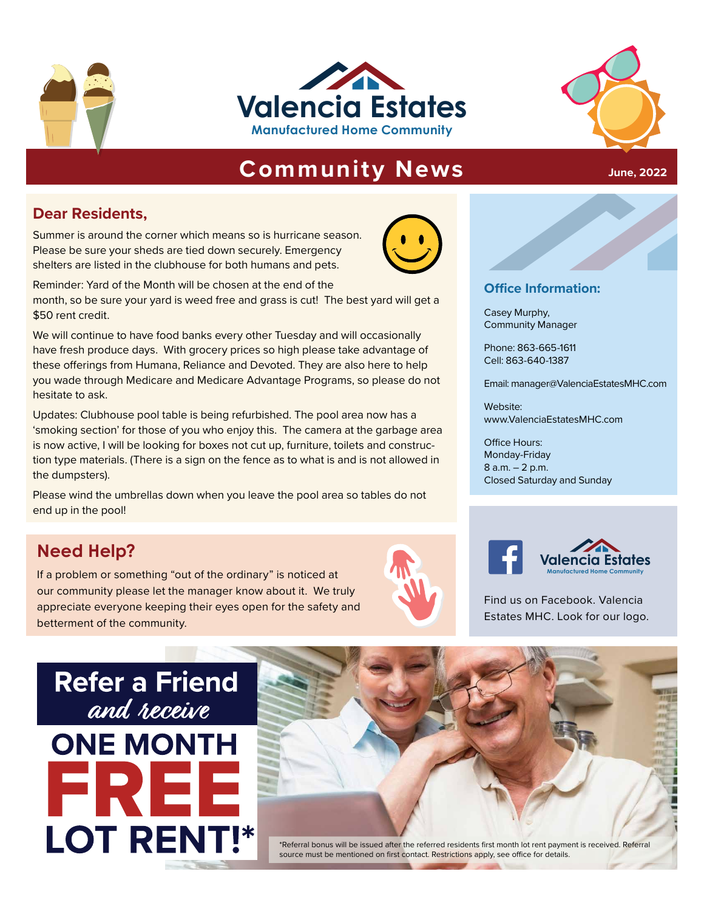# Valencia Estates

**Manufactured Home Community**

## Community News

June, 2022

### Dear Residents,

Summer is around the corner which means so is hurricane season. Please be sure your sheds are tied down securely. Emergency shelters are listed in the clubhouse for both humans and pets.

Reminder: Yard of the Month will be chosen at the end of the month, so be sure your yard is weed free and grass is cut! The best yard will get a $50 rent credit.

We will continue to have food banks every other Tuesday and will occasionally have fresh produce days. With grocery prices so high please take advantage of these offerings from Humana, Reliance and Devoted. They are also here to help you wade through Medicare and Medicare Advantage Programs, so please do not hesitate to ask.

Updates: Clubhouse pool table is being refurbished. The pool area now has a 'smoking section' for those of you who enjoy this. The camera at the garbage area is now active, I will be looking for boxes not cut up, furniture, toilets and construction type materials. (There is a sign on the fence as to what is and is not allowed in the dumpsters).

Please wind the umbrellas down when you leave the pool area so tables do not end up in the pool!

### Need Help?

If a problem or something "out of the ordinary" is noticed at our community please let the manager know about it. We truly appreciate everyone keeping their eyes open for the safety and betterment of the community.

### Office Information:

Casey Murphy,
Community Manager

Phone: 863-665-1611
Cell: 863-640-1387

Email: manager@ValenciaEstatesMHC.com

Website:
www.ValenciaEstatesMHC.com

Office Hours:
Monday-Friday
8 a.m. – 2 p.m.
Closed Saturday and Sunday

Valencia Estates
Manufactured Home Community

Find us on Facebook. Valencia Estates MHC. Look for our logo.

## Refer a Friend *and receive* ONE MONTH FREE LOT RENT!*

*Referral bonus will be issued after the referred residents first month lot rent payment is received. Referral source must be mentioned on first contact. Restrictions apply, see office for details.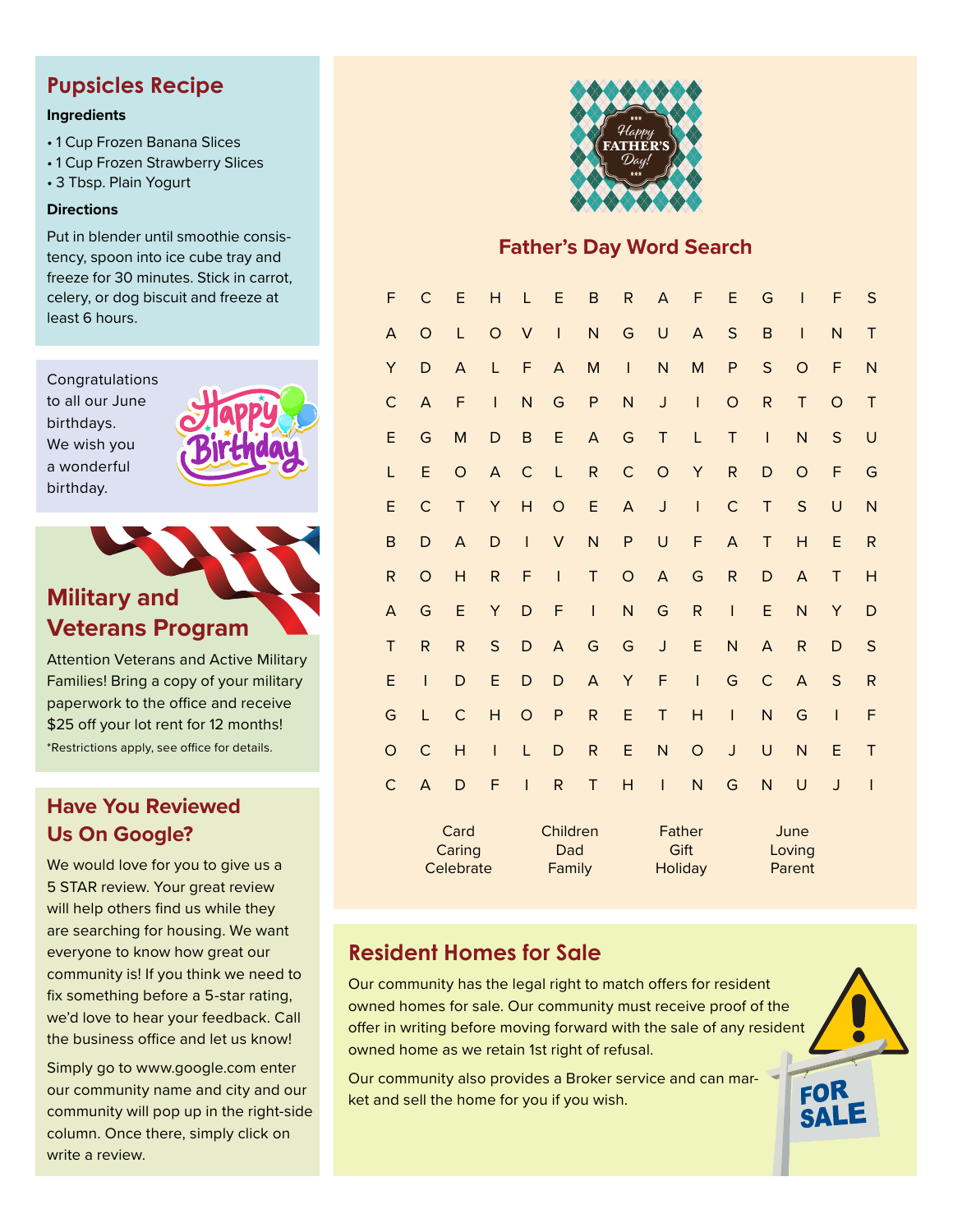## Pupsicles Recipe

**Ingredients**

- 1 Cup Frozen Banana Slices
- 1 Cup Frozen Strawberry Slices
- 3 Tbsp. Plain Yogurt

**Directions**

Put in blender until smoothie consistency, spoon into ice cube tray and freeze for 30 minutes. Stick in carrot, celery, or dog biscuit and freeze at least 6 hours.

Congratulations to all our June birthdays. We wish you a wonderful birthday.

## Military and Veterans Program

Attention Veterans and Active Military Families! Bring a copy of your military paperwork to the office and receive $25 off your lot rent for 12 months!

*Restrictions apply, see office for details.

## Have You Reviewed Us On Google?

We would love for you to give us a 5 STAR review. Your great review will help others find us while they are searching for housing. We want everyone to know how great our community is! If you think we need to fix something before a 5-star rating, we'd love to hear your feedback. Call the business office and let us know!

Simply go to www.google.com enter our community name and city and our community will pop up in the right-side column. Once there, simply click on write a review.

## Father's Day Word Search

| | | | | | | | | | | | | | | |
|---|---|---|---|---|---|---|---|---|---|---|---|---|---|---|
| F | C | E | H | L | E | B | R | A | F | E | G | I | F | S |
| A | O | L | O | V | I | N | G | U | A | S | B | I | N | T |
| Y | D | A | L | F | A | M | I | N | M | P | S | O | F | N |
| C | A | F | I | N | G | P | N | J | I | O | R | T | O | T |
| E | G | M | D | B | E | A | G | T | L | T | I | N | S | U |
| L | E | O | A | C | L | R | C | O | Y | R | D | O | F | G |
| E | C | T | Y | H | O | E | A | J | I | C | T | S | U | N |
| B | D | A | D | I | V | N | P | U | F | A | T | H | E | R |
| R | O | H | R | F | I | T | O | A | G | R | D | A | T | H |
| A | G | E | Y | D | F | I | N | G | R | I | E | N | Y | D |
| T | R | R | S | D | A | G | G | J | E | N | A | R | D | S |
| E | I | D | E | D | D | A | Y | F | I | G | C | A | S | R |
| G | L | C | H | O | P | R | E | T | H | I | N | G | I | F |
| O | C | H | I | L | D | R | E | N | O | J | U | N | E | T |
| C | A | D | F | I | R | T | H | I | N | G | N | U | J | I |

| | | | |
|---|---|---|---|
| Card | Children | Father | June |
| Caring | Dad | Gift | Loving |
| Celebrate | Family | Holiday | Parent |

## Resident Homes for Sale

Our community has the legal right to match offers for resident owned homes for sale. Our community must receive proof of the offer in writing before moving forward with the sale of any resident owned home as we retain 1st right of refusal.

Our community also provides a Broker service and can market and sell the home for you if you wish.